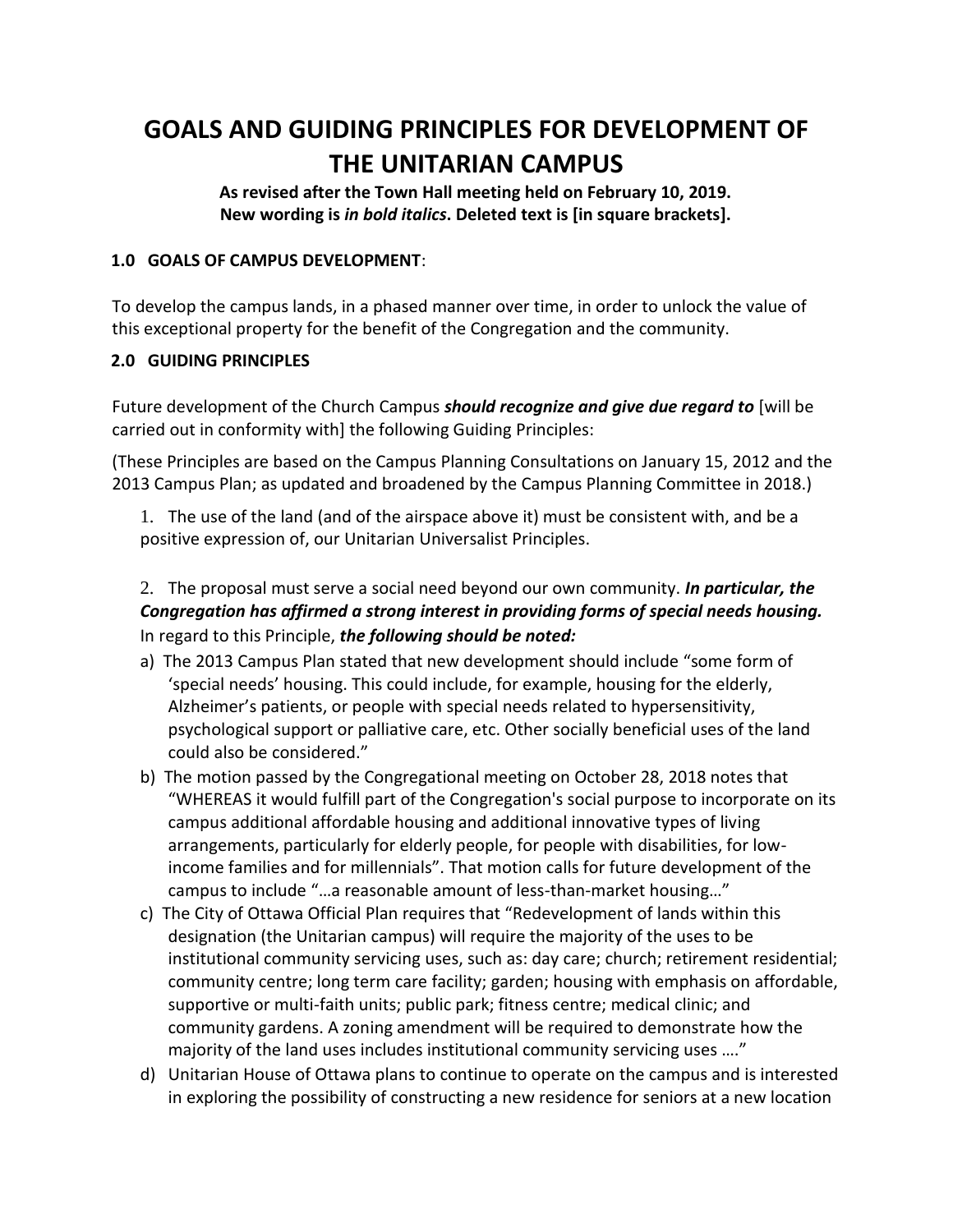# GOALS AND GUIDING PRINCIPLES FOR DEVELOPMENT OF THE UNITARIAN CAMPUS

**As revised after the Town Hall meeting held on February 10, 2019.**
**New wording is *in bold italics*. Deleted text is [in square brackets].**

### 1.0 GOALS OF CAMPUS DEVELOPMENT:

To develop the campus lands, in a phased manner over time, in order to unlock the value of this exceptional property for the benefit of the Congregation and the community.

### 2.0 GUIDING PRINCIPLES

Future development of the Church Campus ***should recognize and give due regard to*** [will be carried out in conformity with] the following Guiding Principles:

(These Principles are based on the Campus Planning Consultations on January 15, 2012 and the 2013 Campus Plan; as updated and broadened by the Campus Planning Committee in 2018.)

1. The use of the land (and of the airspace above it) must be consistent with, and be a positive expression of, our Unitarian Universalist Principles.

2. The proposal must serve a social need beyond our own community. ***In particular, the Congregation has affirmed a strong interest in providing forms of special needs housing.*** In regard to this Principle, ***the following should be noted:***

a) The 2013 Campus Plan stated that new development should include "some form of 'special needs' housing. This could include, for example, housing for the elderly, Alzheimer's patients, or people with special needs related to hypersensitivity, psychological support or palliative care, etc. Other socially beneficial uses of the land could also be considered."

b) The motion passed by the Congregational meeting on October 28, 2018 notes that "WHEREAS it would fulfill part of the Congregation's social purpose to incorporate on its campus additional affordable housing and additional innovative types of living arrangements, particularly for elderly people, for people with disabilities, for low-income families and for millennials". That motion calls for future development of the campus to include "…a reasonable amount of less-than-market housing…"

c) The City of Ottawa Official Plan requires that "Redevelopment of lands within this designation (the Unitarian campus) will require the majority of the uses to be institutional community servicing uses, such as: day care; church; retirement residential; community centre; long term care facility; garden; housing with emphasis on affordable, supportive or multi-faith units; public park; fitness centre; medical clinic; and community gardens. A zoning amendment will be required to demonstrate how the majority of the land uses includes institutional community servicing uses …."

d) Unitarian House of Ottawa plans to continue to operate on the campus and is interested in exploring the possibility of constructing a new residence for seniors at a new location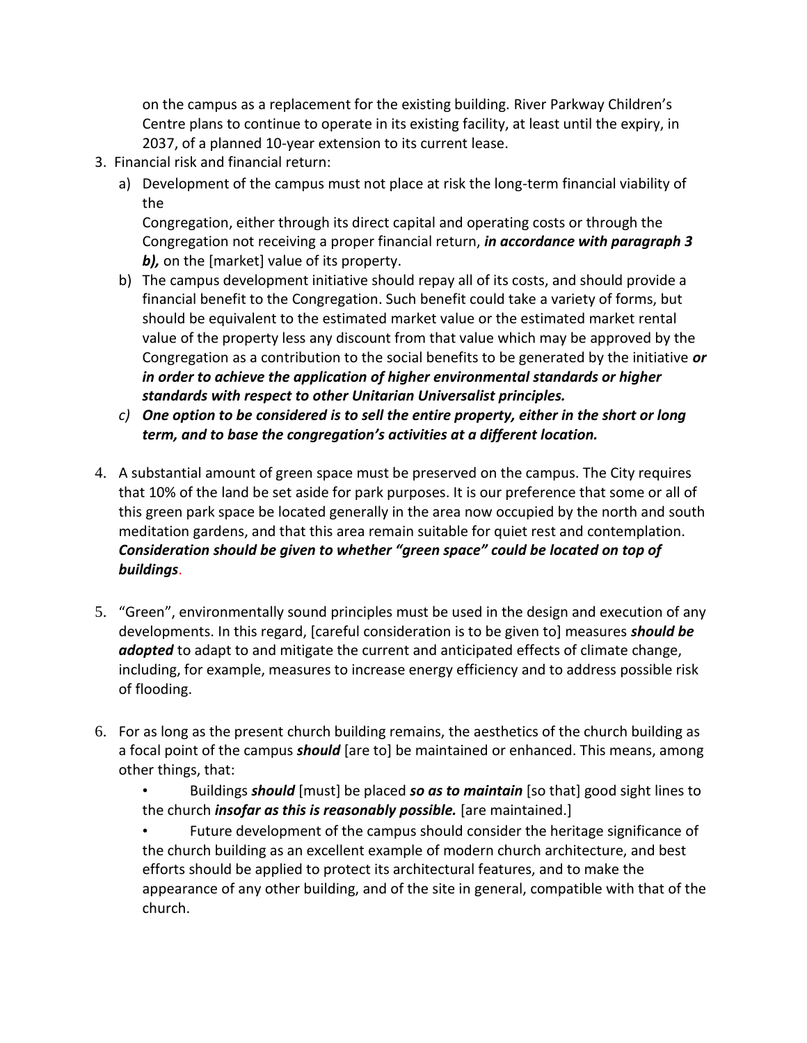on the campus as a replacement for the existing building. River Parkway Children's Centre plans to continue to operate in its existing facility, at least until the expiry, in 2037, of a planned 10-year extension to its current lease.

3. Financial risk and financial return:
   a) Development of the campus must not place at risk the long-term financial viability of the
   Congregation, either through its direct capital and operating costs or through the Congregation not receiving a proper financial return, ***in accordance with paragraph 3 b),*** on the [market] value of its property.
   b) The campus development initiative should repay all of its costs, and should provide a financial benefit to the Congregation. Such benefit could take a variety of forms, but should be equivalent to the estimated market value or the estimated market rental value of the property less any discount from that value which may be approved by the Congregation as a contribution to the social benefits to be generated by the initiative ***or in order to achieve the application of higher environmental standards or higher standards with respect to other Unitarian Universalist principles.***
   *c)* ***One option to be considered is to sell the entire property, either in the short or long term, and to base the congregation's activities at a different location.***

4. A substantial amount of green space must be preserved on the campus. The City requires that 10% of the land be set aside for park purposes. It is our preference that some or all of this green park space be located generally in the area now occupied by the north and south meditation gardens, and that this area remain suitable for quiet rest and contemplation. ***Consideration should be given to whether "green space" could be located on top of buildings.***

5. "Green", environmentally sound principles must be used in the design and execution of any developments. In this regard, [careful consideration is to be given to] measures ***should be adopted*** to adapt to and mitigate the current and anticipated effects of climate change, including, for example, measures to increase energy efficiency and to address possible risk of flooding.

6. For as long as the present church building remains, the aesthetics of the church building as a focal point of the campus ***should*** [are to] be maintained or enhanced. This means, among other things, that:
   - Buildings ***should*** [must] be placed ***so as to maintain*** [so that] good sight lines to the church ***insofar as this is reasonably possible.*** [are maintained.]
   - Future development of the campus should consider the heritage significance of the church building as an excellent example of modern church architecture, and best efforts should be applied to protect its architectural features, and to make the appearance of any other building, and of the site in general, compatible with that of the church.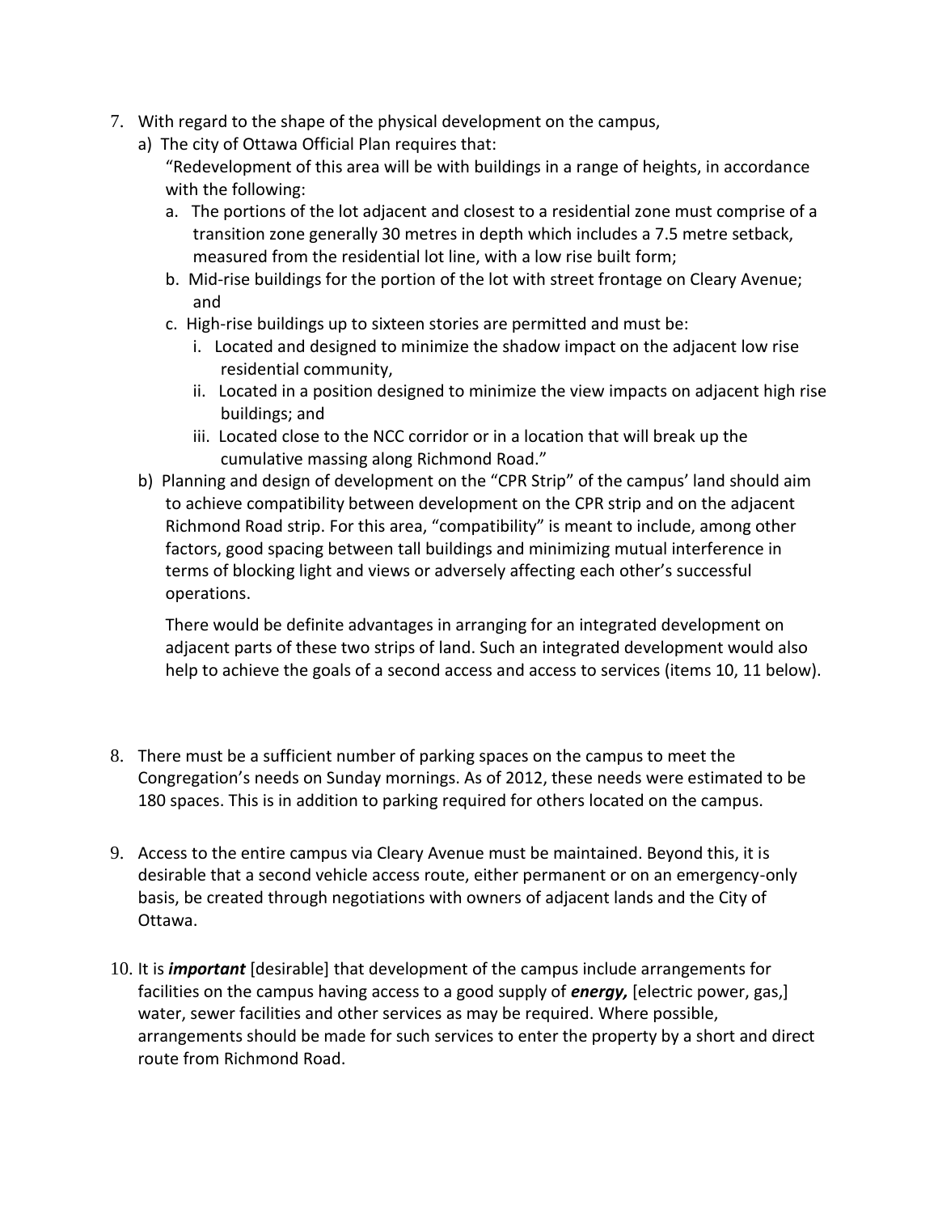7. With regard to the shape of the physical development on the campus,

   a) The city of Ottawa Official Plan requires that:

      "Redevelopment of this area will be with buildings in a range of heights, in accordance with the following:

      a. The portions of the lot adjacent and closest to a residential zone must comprise of a transition zone generally 30 metres in depth which includes a 7.5 metre setback, measured from the residential lot line, with a low rise built form;

      b. Mid-rise buildings for the portion of the lot with street frontage on Cleary Avenue; and

      c. High-rise buildings up to sixteen stories are permitted and must be:

         i. Located and designed to minimize the shadow impact on the adjacent low rise residential community,

         ii. Located in a position designed to minimize the view impacts on adjacent high rise buildings; and

         iii. Located close to the NCC corridor or in a location that will break up the cumulative massing along Richmond Road."

   b) Planning and design of development on the "CPR Strip" of the campus' land should aim to achieve compatibility between development on the CPR strip and on the adjacent Richmond Road strip. For this area, "compatibility" is meant to include, among other factors, good spacing between tall buildings and minimizing mutual interference in terms of blocking light and views or adversely affecting each other's successful operations.

      There would be definite advantages in arranging for an integrated development on adjacent parts of these two strips of land. Such an integrated development would also help to achieve the goals of a second access and access to services (items 10, 11 below).

8. There must be a sufficient number of parking spaces on the campus to meet the Congregation's needs on Sunday mornings. As of 2012, these needs were estimated to be 180 spaces. This is in addition to parking required for others located on the campus.

9. Access to the entire campus via Cleary Avenue must be maintained. Beyond this, it is desirable that a second vehicle access route, either permanent or on an emergency-only basis, be created through negotiations with owners of adjacent lands and the City of Ottawa.

10. It is ***important*** [desirable] that development of the campus include arrangements for facilities on the campus having access to a good supply of ***energy,*** [electric power, gas,] water, sewer facilities and other services as may be required. Where possible, arrangements should be made for such services to enter the property by a short and direct route from Richmond Road.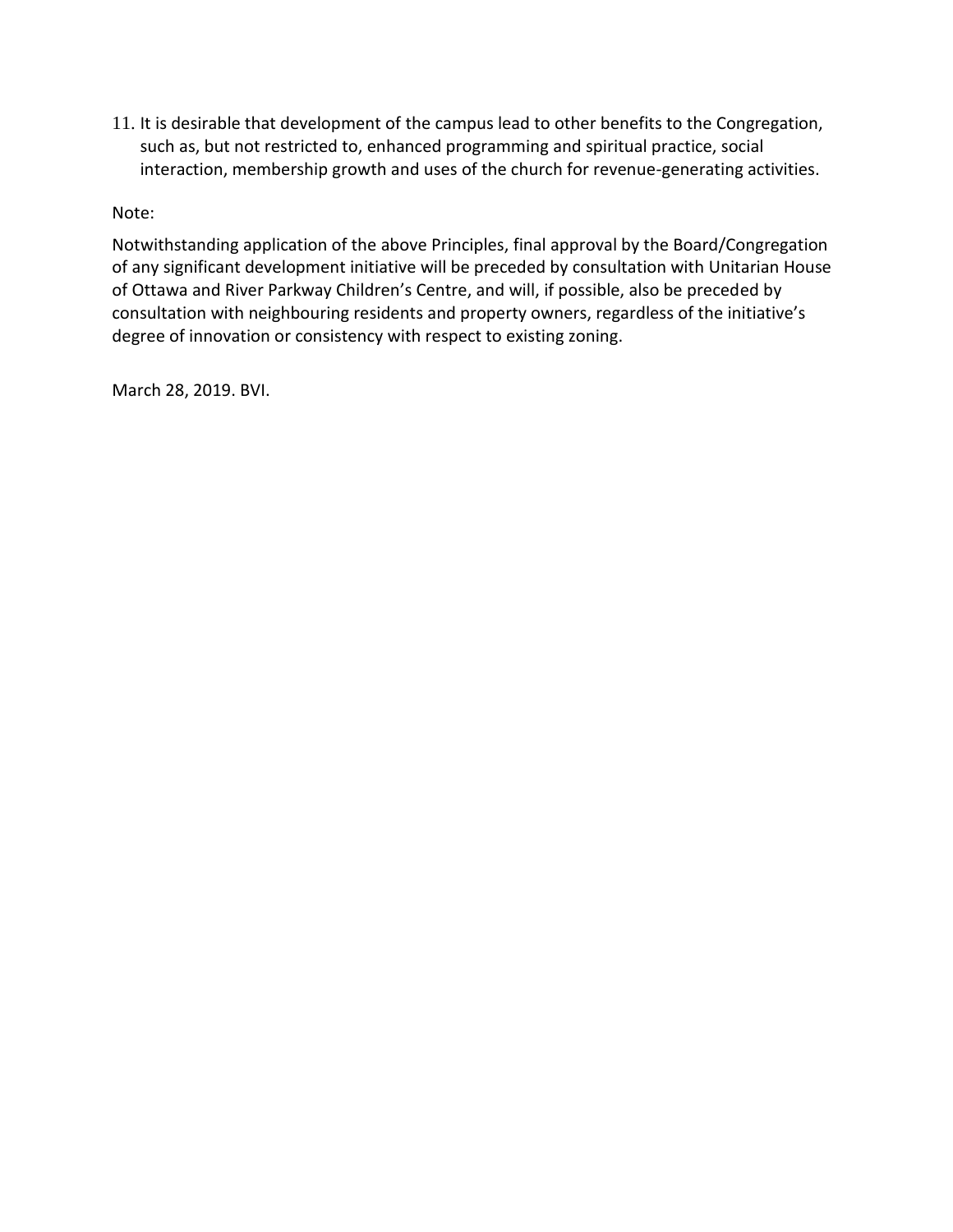11. It is desirable that development of the campus lead to other benefits to the Congregation, such as, but not restricted to, enhanced programming and spiritual practice, social interaction, membership growth and uses of the church for revenue-generating activities.

Note:

Notwithstanding application of the above Principles, final approval by the Board/Congregation of any significant development initiative will be preceded by consultation with Unitarian House of Ottawa and River Parkway Children's Centre, and will, if possible, also be preceded by consultation with neighbouring residents and property owners, regardless of the initiative's degree of innovation or consistency with respect to existing zoning.

March 28, 2019. BVI.